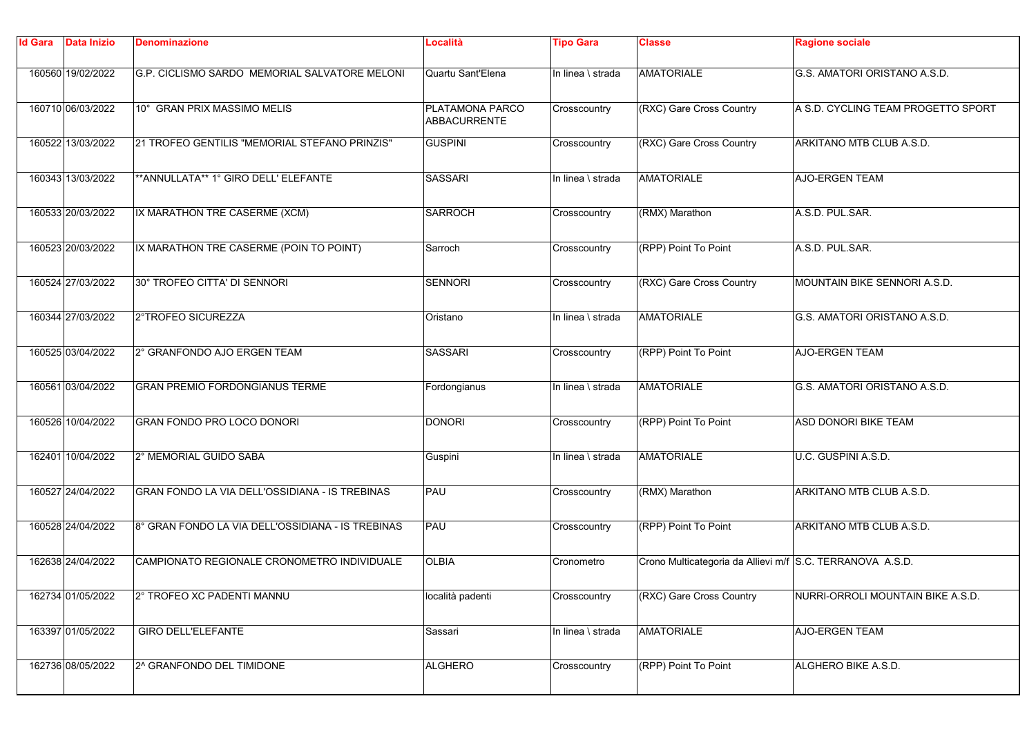| Id Gara | Data Inizio | Denominazione | Località | Tipo Gara | Classe | Ragione sociale |
|---|---|---|---|---|---|---|
| 160560 | 19/02/2022 | G.P. CICLISMO SARDO MEMORIAL SALVATORE MELONI | Quartu Sant'Elena | In linea \ strada | AMATORIALE | G.S. AMATORI ORISTANO A.S.D. |
| 160710 | 06/03/2022 | 10° GRAN PRIX MASSIMO MELIS | PLATAMONA PARCO ABBACURRENTE | Crosscountry | (RXC) Gare Cross Country | A S.D. CYCLING TEAM PROGETTO SPORT |
| 160522 | 13/03/2022 | 21 TROFEO GENTILIS "MEMORIAL STEFANO PRINZIS" | GUSPINI | Crosscountry | (RXC) Gare Cross Country | ARKITANO MTB CLUB A.S.D. |
| 160343 | 13/03/2022 | **ANNULLATA** 1° GIRO DELL' ELEFANTE | SASSARI | In linea \ strada | AMATORIALE | AJO-ERGEN TEAM |
| 160533 | 20/03/2022 | IX MARATHON TRE CASERME (XCM) | SARROCH | Crosscountry | (RMX) Marathon | A.S.D. PUL.SAR. |
| 160523 | 20/03/2022 | IX MARATHON TRE CASERME (POIN TO POINT) | Sarroch | Crosscountry | (RPP) Point To Point | A.S.D. PUL.SAR. |
| 160524 | 27/03/2022 | 30° TROFEO CITTA' DI SENNORI | SENNORI | Crosscountry | (RXC) Gare Cross Country | MOUNTAIN BIKE SENNORI A.S.D. |
| 160344 | 27/03/2022 | 2°TROFEO SICUREZZA | Oristano | In linea \ strada | AMATORIALE | G.S. AMATORI ORISTANO A.S.D. |
| 160525 | 03/04/2022 | 2° GRANFONDO AJO ERGEN TEAM | SASSARI | Crosscountry | (RPP) Point To Point | AJO-ERGEN TEAM |
| 160561 | 03/04/2022 | GRAN PREMIO FORDONGIANUS TERME | Fordongianus | In linea \ strada | AMATORIALE | G.S. AMATORI ORISTANO A.S.D. |
| 160526 | 10/04/2022 | GRAN FONDO PRO LOCO DONORI | DONORI | Crosscountry | (RPP) Point To Point | ASD DONORI BIKE TEAM |
| 162401 | 10/04/2022 | 2° MEMORIAL GUIDO SABA | Guspini | In linea \ strada | AMATORIALE | U.C. GUSPINI A.S.D. |
| 160527 | 24/04/2022 | GRAN FONDO LA VIA DELL'OSSIDIANA - IS TREBINAS | PAU | Crosscountry | (RMX) Marathon | ARKITANO MTB CLUB A.S.D. |
| 160528 | 24/04/2022 | 8° GRAN FONDO LA VIA DELL'OSSIDIANA - IS TREBINAS | PAU | Crosscountry | (RPP) Point To Point | ARKITANO MTB CLUB A.S.D. |
| 162638 | 24/04/2022 | CAMPIONATO REGIONALE CRONOMETRO INDIVIDUALE | OLBIA | Cronometro | Crono Multicategoria da Allievi m/f | S.C. TERRANOVA A.S.D. |
| 162734 | 01/05/2022 | 2° TROFEO XC PADENTI MANNU | località padenti | Crosscountry | (RXC) Gare Cross Country | NURRI-ORROLI MOUNTAIN BIKE A.S.D. |
| 163397 | 01/05/2022 | GIRO DELL'ELEFANTE | Sassari | In linea \ strada | AMATORIALE | AJO-ERGEN TEAM |
| 162736 | 08/05/2022 | 2^ GRANFONDO DEL TIMIDONE | ALGHERO | Crosscountry | (RPP) Point To Point | ALGHERO BIKE A.S.D. |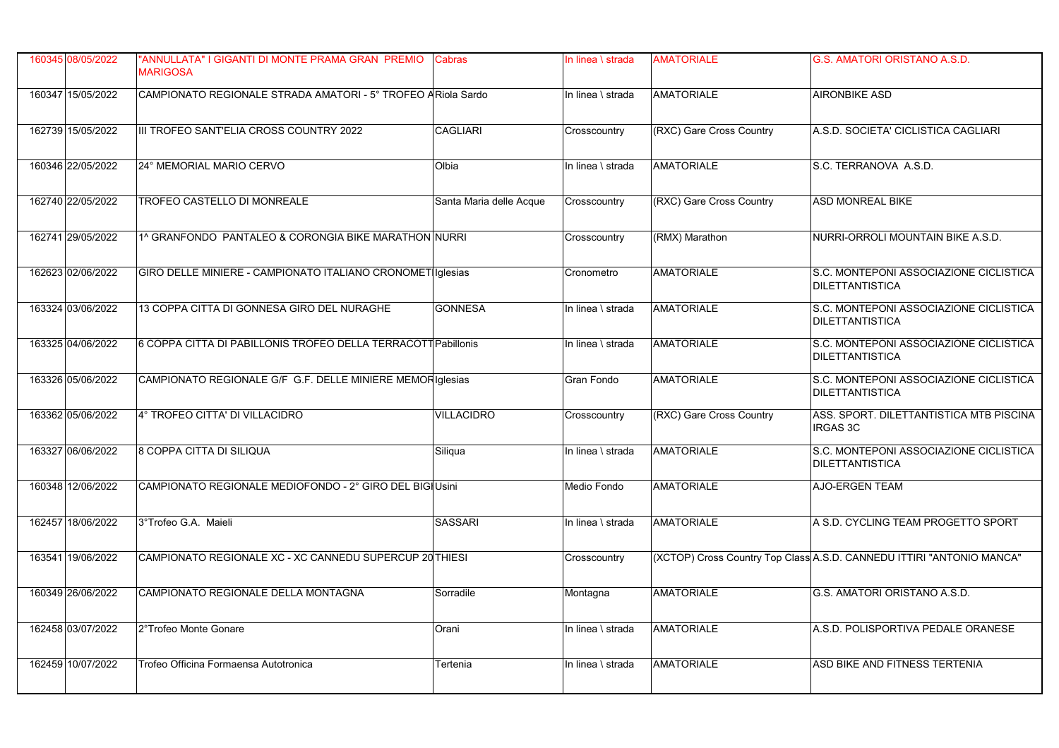| | | | | | | |
|---|---|---|---|---|---|---|
| 160345 | 08/05/2022 | "ANNULLATA" I GIGANTI DI MONTE PRAMA GRAN PREMIO MARIGOSA | Cabras | In linea \ strada | AMATORIALE | G.S. AMATORI ORISTANO A.S.D. |
| 160347 | 15/05/2022 | CAMPIONATO REGIONALE STRADA AMATORI - 5° TROFEO A | Riola Sardo | In linea \ strada | AMATORIALE | AIRONBIKE ASD |
| 162739 | 15/05/2022 | III TROFEO SANT'ELIA CROSS COUNTRY 2022 | CAGLIARI | Crosscountry | (RXC) Gare Cross Country | A.S.D. SOCIETA' CICLISTICA CAGLIARI |
| 160346 | 22/05/2022 | 24° MEMORIAL MARIO CERVO | Olbia | In linea \ strada | AMATORIALE | S.C. TERRANOVA A.S.D. |
| 162740 | 22/05/2022 | TROFEO CASTELLO DI MONREALE | Santa Maria delle Acque | Crosscountry | (RXC) Gare Cross Country | ASD MONREAL BIKE |
| 162741 | 29/05/2022 | 1^ GRANFONDO PANTALEO & CORONGIA BIKE MARATHON | NURRI | Crosscountry | (RMX) Marathon | NURRI-ORROLI MOUNTAIN BIKE A.S.D. |
| 162623 | 02/06/2022 | GIRO DELLE MINIERE - CAMPIONATO ITALIANO CRONOMET | Iglesias | Cronometro | AMATORIALE | S.C. MONTEPONI ASSOCIAZIONE CICLISTICA DILETTANTISTICA |
| 163324 | 03/06/2022 | 13 COPPA CITTA DI GONNESA GIRO DEL NURAGHE | GONNESA | In linea \ strada | AMATORIALE | S.C. MONTEPONI ASSOCIAZIONE CICLISTICA DILETTANTISTICA |
| 163325 | 04/06/2022 | 6 COPPA CITTA DI PABILLONIS TROFEO DELLA TERRACOTT | Pabillonis | In linea \ strada | AMATORIALE | S.C. MONTEPONI ASSOCIAZIONE CICLISTICA DILETTANTISTICA |
| 163326 | 05/06/2022 | CAMPIONATO REGIONALE G/F G.F. DELLE MINIERE MEMOR | Iglesias | Gran Fondo | AMATORIALE | S.C. MONTEPONI ASSOCIAZIONE CICLISTICA DILETTANTISTICA |
| 163362 | 05/06/2022 | 4° TROFEO CITTA' DI VILLACIDRO | VILLACIDRO | Crosscountry | (RXC) Gare Cross Country | ASS. SPORT. DILETTANTISTICA MTB PISCINA IRGAS 3C |
| 163327 | 06/06/2022 | 8 COPPA CITTA DI SILIQUA | Siliqua | In linea \ strada | AMATORIALE | S.C. MONTEPONI ASSOCIAZIONE CICLISTICA DILETTANTISTICA |
| 160348 | 12/06/2022 | CAMPIONATO REGIONALE MEDIOFONDO - 2° GIRO DEL BIGI | Usini | Medio Fondo | AMATORIALE | AJO-ERGEN TEAM |
| 162457 | 18/06/2022 | 3°Trofeo G.A. Maieli | SASSARI | In linea \ strada | AMATORIALE | A S.D. CYCLING TEAM PROGETTO SPORT |
| 163541 | 19/06/2022 | CAMPIONATO REGIONALE XC - XC CANNEDU SUPERCUP 20 | THIESI | Crosscountry | (XCTOP) Cross Country Top Class | A.S.D. CANNEDU ITTIRI "ANTONIO MANCA" |
| 160349 | 26/06/2022 | CAMPIONATO REGIONALE DELLA MONTAGNA | Sorradile | Montagna | AMATORIALE | G.S. AMATORI ORISTANO A.S.D. |
| 162458 | 03/07/2022 | 2°Trofeo Monte Gonare | Orani | In linea \ strada | AMATORIALE | A.S.D. POLISPORTIVA PEDALE ORANESE |
| 162459 | 10/07/2022 | Trofeo Officina Formaensa Autotronica | Tertenia | In linea \ strada | AMATORIALE | ASD BIKE AND FITNESS TERTENIA |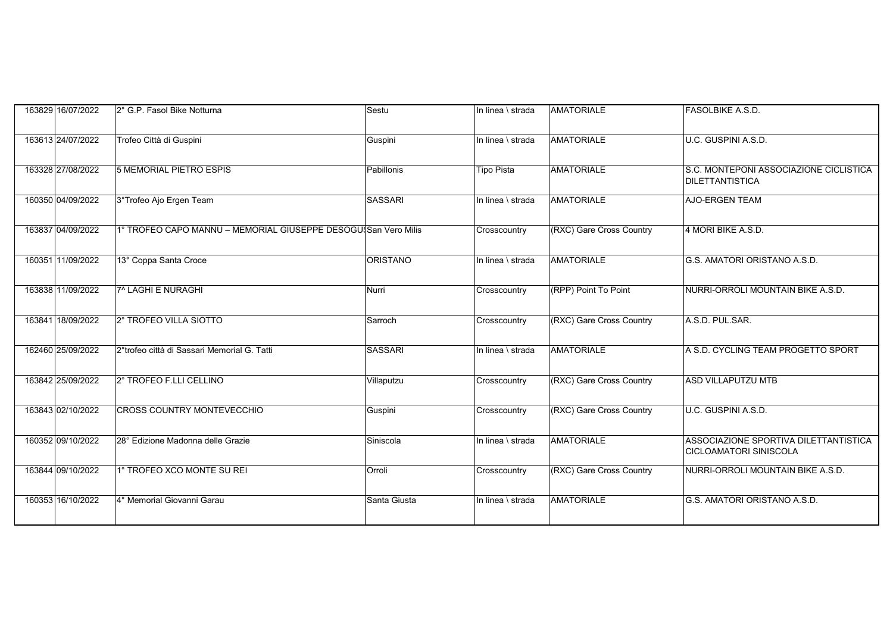| | | | | | | |
|---|---|---|---|---|---|---|
| 163829 | 16/07/2022 | 2° G.P. Fasol Bike Notturna | Sestu | In linea \ strada | AMATORIALE | FASOLBIKE A.S.D. |
| 163613 | 24/07/2022 | Trofeo Città di Guspini | Guspini | In linea \ strada | AMATORIALE | U.C. GUSPINI A.S.D. |
| 163328 | 27/08/2022 | 5 MEMORIAL PIETRO ESPIS | Pabillonis | Tipo Pista | AMATORIALE | S.C. MONTEPONI ASSOCIAZIONE CICLISTICA DILETTANTISTICA |
| 160350 | 04/09/2022 | 3°Trofeo Ajo Ergen Team | SASSARI | In linea \ strada | AMATORIALE | AJO-ERGEN TEAM |
| 163837 | 04/09/2022 | 1° TROFEO CAPO MANNU – MEMORIAL GIUSEPPE DESOGU | San Vero Milis | Crosscountry | (RXC) Gare Cross Country | 4 MORI BIKE A.S.D. |
| 160351 | 11/09/2022 | 13° Coppa Santa Croce | ORISTANO | In linea \ strada | AMATORIALE | G.S. AMATORI ORISTANO A.S.D. |
| 163838 | 11/09/2022 | 7^ LAGHI E NURAGHI | Nurri | Crosscountry | (RPP) Point To Point | NURRI-ORROLI MOUNTAIN BIKE A.S.D. |
| 163841 | 18/09/2022 | 2° TROFEO VILLA SIOTTO | Sarroch | Crosscountry | (RXC) Gare Cross Country | A.S.D. PUL.SAR. |
| 162460 | 25/09/2022 | 2°trofeo città di Sassari Memorial G. Tatti | SASSARI | In linea \ strada | AMATORIALE | A S.D. CYCLING TEAM PROGETTO SPORT |
| 163842 | 25/09/2022 | 2° TROFEO F.LLI CELLINO | Villaputzu | Crosscountry | (RXC) Gare Cross Country | ASD VILLAPUTZU MTB |
| 163843 | 02/10/2022 | CROSS COUNTRY MONTEVECCHIO | Guspini | Crosscountry | (RXC) Gare Cross Country | U.C. GUSPINI A.S.D. |
| 160352 | 09/10/2022 | 28° Edizione Madonna delle Grazie | Siniscola | In linea \ strada | AMATORIALE | ASSOCIAZIONE SPORTIVA DILETTANTISTICA CICLOAMATORI SINISCOLA |
| 163844 | 09/10/2022 | 1° TROFEO XCO MONTE SU REI | Orroli | Crosscountry | (RXC) Gare Cross Country | NURRI-ORROLI MOUNTAIN BIKE A.S.D. |
| 160353 | 16/10/2022 | 4° Memorial Giovanni Garau | Santa Giusta | In linea \ strada | AMATORIALE | G.S. AMATORI ORISTANO A.S.D. |